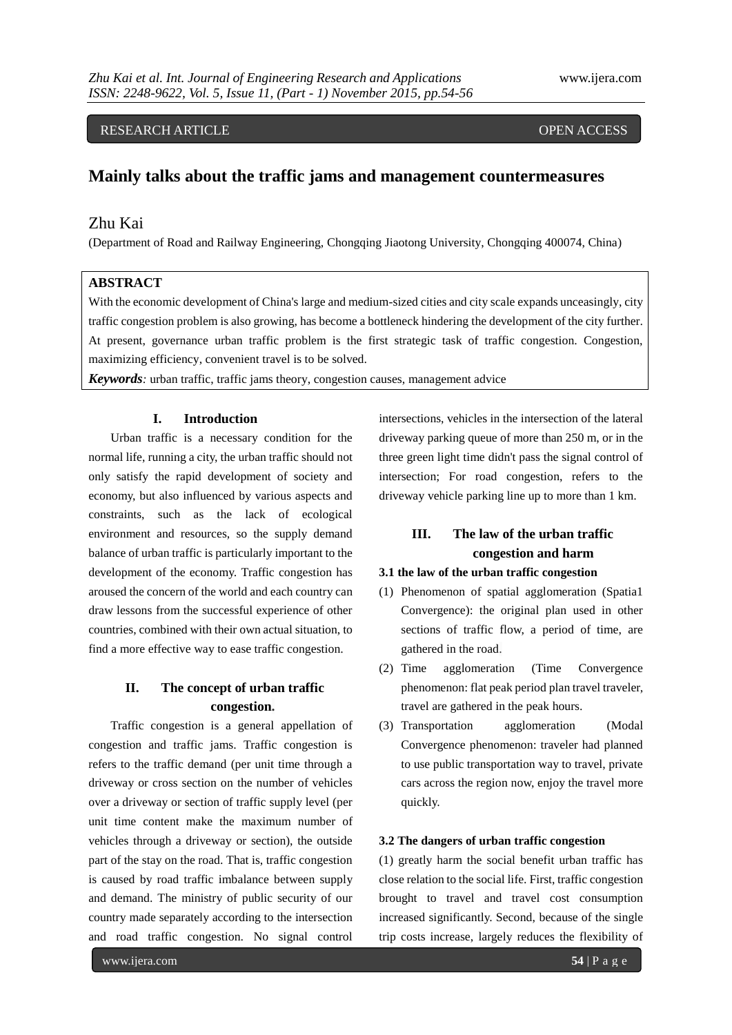RESEARCH ARTICLE OPEN ACCESS

# Mainly talks about the traffic jams and management countermeasures

Zhu Kai

(Department of Road and Railway Engineering, Chongqing Jiaotong University, Chongqing 400074, China)

## ABSTRACT

With the economic development of China's large and medium-sized cities and city scale expands unceasingly, city traffic congestion problem is also growing, has become a bottleneck hindering the development of the city further. At present, governance urban traffic problem is the first strategic task of traffic congestion. Congestion, maximizing efficiency, convenient travel is to be solved.

***Keywords**:* urban traffic, traffic jams theory, congestion causes, management advice

## I. Introduction

Urban traffic is a necessary condition for the normal life, running a city, the urban traffic should not only satisfy the rapid development of society and economy, but also influenced by various aspects and constraints, such as the lack of ecological environment and resources, so the supply demand balance of urban traffic is particularly important to the development of the economy. Traffic congestion has aroused the concern of the world and each country can draw lessons from the successful experience of other countries, combined with their own actual situation, to find a more effective way to ease traffic congestion.

## II. The concept of urban traffic congestion.

Traffic congestion is a general appellation of congestion and traffic jams. Traffic congestion is refers to the traffic demand (per unit time through a driveway or cross section on the number of vehicles over a driveway or section of traffic supply level (per unit time content make the maximum number of vehicles through a driveway or section), the outside part of the stay on the road. That is, traffic congestion is caused by road traffic imbalance between supply and demand. The ministry of public security of our country made separately according to the intersection and road traffic congestion. No signal control intersections, vehicles in the intersection of the lateral driveway parking queue of more than 250 m, or in the three green light time didn't pass the signal control of intersection; For road congestion, refers to the driveway vehicle parking line up to more than 1 km.

## III. The law of the urban traffic congestion and harm

### 3.1 the law of the urban traffic congestion

(1) Phenomenon of spatial agglomeration (Spatia1 Convergence): the original plan used in other sections of traffic flow, a period of time, are gathered in the road.

(2) Time agglomeration (Time Convergence phenomenon: flat peak period plan travel traveler, travel are gathered in the peak hours.

(3) Transportation agglomeration (Modal Convergence phenomenon: traveler had planned to use public transportation way to travel, private cars across the region now, enjoy the travel more quickly.

### 3.2 The dangers of urban traffic congestion

(1) greatly harm the social benefit urban traffic has close relation to the social life. First, traffic congestion brought to travel and travel cost consumption increased significantly. Second, because of the single trip costs increase, largely reduces the flexibility of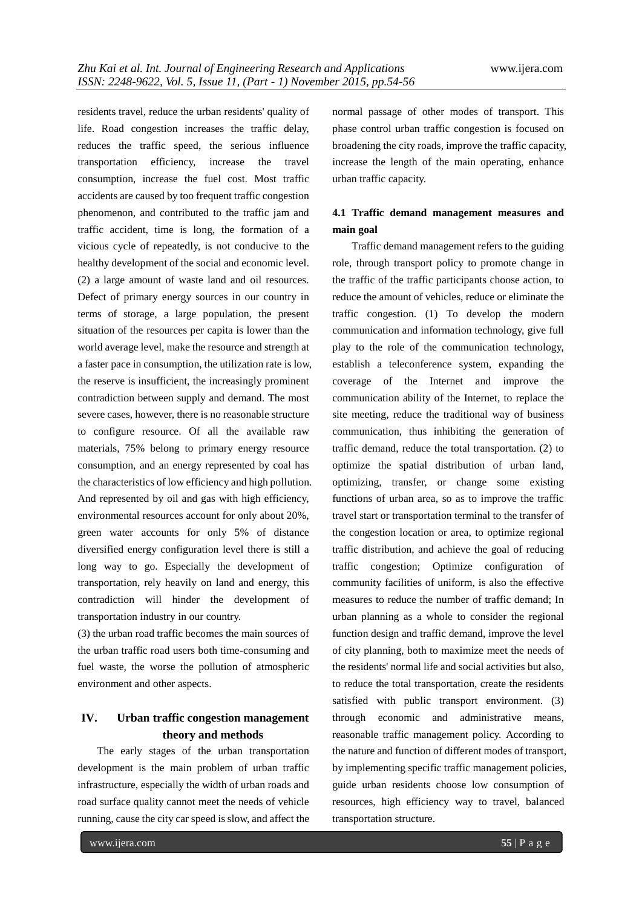residents travel, reduce the urban residents' quality of life. Road congestion increases the traffic delay, reduces the traffic speed, the serious influence transportation efficiency, increase the travel consumption, increase the fuel cost. Most traffic accidents are caused by too frequent traffic congestion phenomenon, and contributed to the traffic jam and traffic accident, time is long, the formation of a vicious cycle of repeatedly, is not conducive to the healthy development of the social and economic level.

(2) a large amount of waste land and oil resources. Defect of primary energy sources in our country in terms of storage, a large population, the present situation of the resources per capita is lower than the world average level, make the resource and strength at a faster pace in consumption, the utilization rate is low, the reserve is insufficient, the increasingly prominent contradiction between supply and demand. The most severe cases, however, there is no reasonable structure to configure resource. Of all the available raw materials, 75% belong to primary energy resource consumption, and an energy represented by coal has the characteristics of low efficiency and high pollution. And represented by oil and gas with high efficiency, environmental resources account for only about 20%, green water accounts for only 5% of distance diversified energy configuration level there is still a long way to go. Especially the development of transportation, rely heavily on land and energy, this contradiction will hinder the development of transportation industry in our country.

(3) the urban road traffic becomes the main sources of the urban traffic road users both time-consuming and fuel waste, the worse the pollution of atmospheric environment and other aspects.

# IV. Urban traffic congestion management theory and methods

The early stages of the urban transportation development is the main problem of urban traffic infrastructure, especially the width of urban roads and road surface quality cannot meet the needs of vehicle running, cause the city car speed is slow, and affect the normal passage of other modes of transport. This phase control urban traffic congestion is focused on broadening the city roads, improve the traffic capacity, increase the length of the main operating, enhance urban traffic capacity.

## 4.1 Traffic demand management measures and main goal

Traffic demand management refers to the guiding role, through transport policy to promote change in the traffic of the traffic participants choose action, to reduce the amount of vehicles, reduce or eliminate the traffic congestion. (1) To develop the modern communication and information technology, give full play to the role of the communication technology, establish a teleconference system, expanding the coverage of the Internet and improve the communication ability of the Internet, to replace the site meeting, reduce the traditional way of business communication, thus inhibiting the generation of traffic demand, reduce the total transportation. (2) to optimize the spatial distribution of urban land, optimizing, transfer, or change some existing functions of urban area, so as to improve the traffic travel start or transportation terminal to the transfer of the congestion location or area, to optimize regional traffic distribution, and achieve the goal of reducing traffic congestion; Optimize configuration of community facilities of uniform, is also the effective measures to reduce the number of traffic demand; In urban planning as a whole to consider the regional function design and traffic demand, improve the level of city planning, both to maximize meet the needs of the residents' normal life and social activities but also, to reduce the total transportation, create the residents satisfied with public transport environment. (3) through economic and administrative means, reasonable traffic management policy. According to the nature and function of different modes of transport, by implementing specific traffic management policies, guide urban residents choose low consumption of resources, high efficiency way to travel, balanced transportation structure.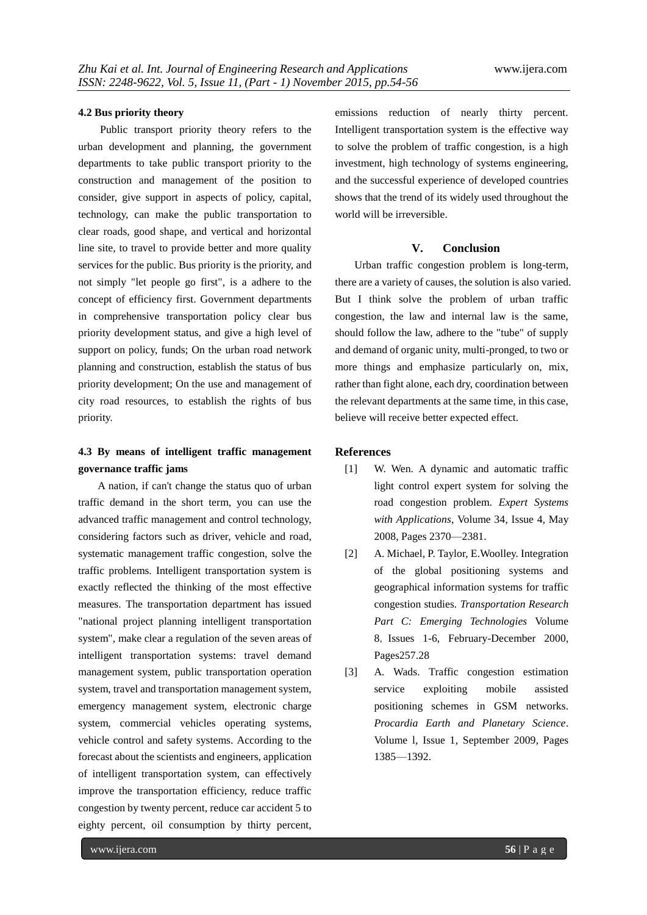### 4.2 Bus priority theory

Public transport priority theory refers to the urban development and planning, the government departments to take public transport priority to the construction and management of the position to consider, give support in aspects of policy, capital, technology, can make the public transportation to clear roads, good shape, and vertical and horizontal line site, to travel to provide better and more quality services for the public. Bus priority is the priority, and not simply "let people go first", is a adhere to the concept of efficiency first. Government departments in comprehensive transportation policy clear bus priority development status, and give a high level of support on policy, funds; On the urban road network planning and construction, establish the status of bus priority development; On the use and management of city road resources, to establish the rights of bus priority.

### 4.3 By means of intelligent traffic management governance traffic jams

A nation, if can't change the status quo of urban traffic demand in the short term, you can use the advanced traffic management and control technology, considering factors such as driver, vehicle and road, systematic management traffic congestion, solve the traffic problems. Intelligent transportation system is exactly reflected the thinking of the most effective measures. The transportation department has issued "national project planning intelligent transportation system", make clear a regulation of the seven areas of intelligent transportation systems: travel demand management system, public transportation operation system, travel and transportation management system, emergency management system, electronic charge system, commercial vehicles operating systems, vehicle control and safety systems. According to the forecast about the scientists and engineers, application of intelligent transportation system, can effectively improve the transportation efficiency, reduce traffic congestion by twenty percent, reduce car accident 5 to eighty percent, oil consumption by thirty percent, emissions reduction of nearly thirty percent. Intelligent transportation system is the effective way to solve the problem of traffic congestion, is a high investment, high technology of systems engineering, and the successful experience of developed countries shows that the trend of its widely used throughout the world will be irreversible.

## V. Conclusion

Urban traffic congestion problem is long-term, there are a variety of causes, the solution is also varied. But I think solve the problem of urban traffic congestion, the law and internal law is the same, should follow the law, adhere to the "tube" of supply and demand of organic unity, multi-pronged, to two or more things and emphasize particularly on, mix, rather than fight alone, each dry, coordination between the relevant departments at the same time, in this case, believe will receive better expected effect.

## References

[1] W. Wen. A dynamic and automatic traffic light control expert system for solving the road congestion problem. *Expert Systems with Applications*, Volume 34, Issue 4, May 2008, Pages 2370—2381.

[2] A. Michael, P. Taylor, E.Woolley. Integration of the global positioning systems and geographical information systems for traffic congestion studies. *Transportation Research Part C: Emerging Technologies* Volume 8, Issues 1-6, February-December 2000, Pages257.28

[3] A. Wads. Traffic congestion estimation service exploiting mobile assisted positioning schemes in GSM networks. *Procardia Earth and Planetary Science*. Volume l, Issue 1, September 2009, Pages 1385—1392.